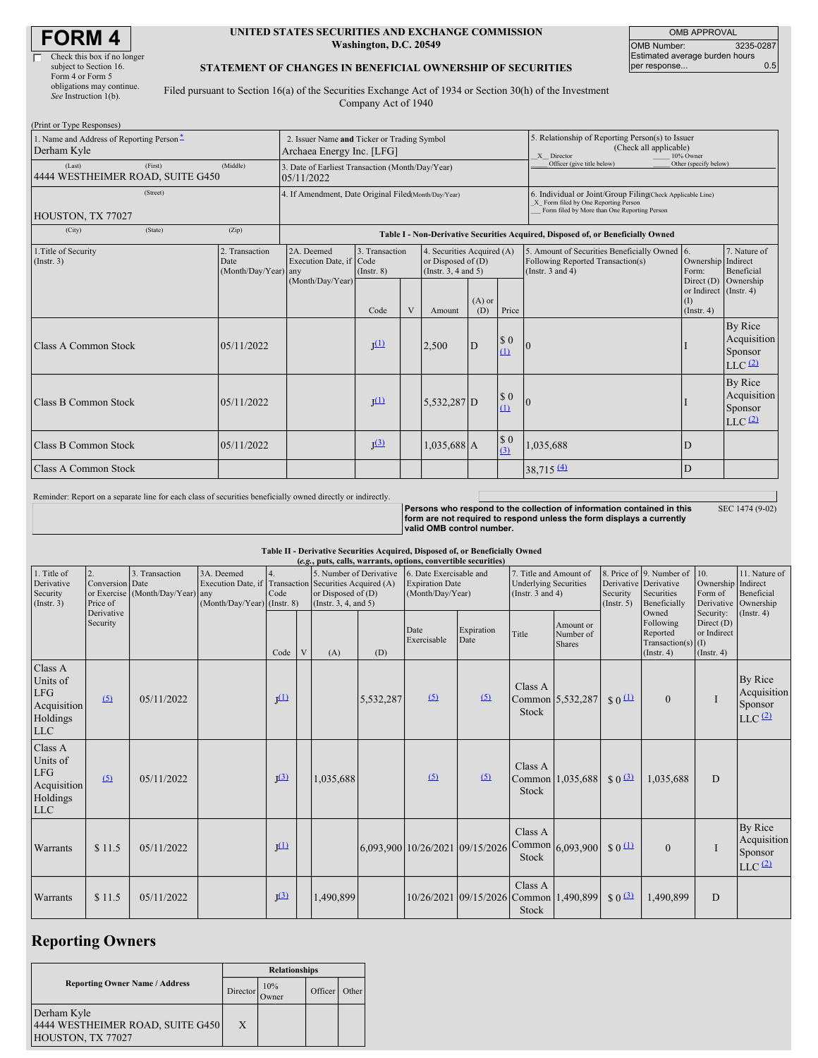# FORM 4

☐ Check this box if no longer subject to Section 16. Form 4 or Form 5 obligations may continue. *See* Instruction 1(b).

**UNITED STATES SECURITIES AND EXCHANGE COMMISSION**
**Washington, D.C. 20549**

**STATEMENT OF CHANGES IN BENEFICIAL OWNERSHIP OF SECURITIES**

Filed pursuant to Section 16(a) of the Securities Exchange Act of 1934 or Section 30(h) of the Investment Company Act of 1940

| OMB APPROVAL | |
|---|---|
| OMB Number: | 3235-0287 |
| Estimated average burden hours per response... | 0.5 |

(Print or Type Responses)

| | | |
|---|---|---|
| 1. Name and Address of Reporting Person * <br> Derham Kyle <br> (Last) (First) (Middle) <br> 4444 WESTHEIMER ROAD, SUITE G450 <br> (Street) <br> HOUSTON, TX 77027 <br> (City) (State) (Zip) | 2. Issuer Name **and** Ticker or Trading Symbol <br> Archaea Energy Inc. [LFG] <br> 3. Date of Earliest Transaction (Month/Day/Year) <br> 05/11/2022 <br> 4. If Amendment, Date Original Filed (Month/Day/Year) | 5. Relationship of Reporting Person(s) to Issuer (Check all applicable) <br> _X_ Director ___ 10% Owner <br> ___ Officer (give title below) ___ Other (specify below) <br> 6. Individual or Joint/Group Filing (Check Applicable Line) <br> _X_ Form filed by One Reporting Person <br> ___ Form filed by More than One Reporting Person |

**Table I - Non-Derivative Securities Acquired, Disposed of, or Beneficially Owned**

| 1.Title of Security (Instr. 3) | 2. Transaction Date (Month/Day/Year) | 2A. Deemed Execution Date, if any (Month/Day/Year) | 3. Transaction Code (Instr. 8) | | 4. Securities Acquired (A) or Disposed of (D) (Instr. 3, 4 and 5) | | | 5. Amount of Securities Beneficially Owned Following Reported Transaction(s) (Instr. 3 and 4) | 6. Ownership Form: Direct (D) or Indirect (I) (Instr. 4) | 7. Nature of Indirect Beneficial Ownership (Instr. 4) |
|---|---|---|---|---|---|---|---|---|---|---|
| | | | Code | V | Amount | (A) or (D) | Price | | | |
| Class A Common Stock | 05/11/2022 | | J (1) | | 2,500 | D | $ 0 (1) | 0 | I | By Rice Acquisition Sponsor LLC (2) |
| Class B Common Stock | 05/11/2022 | | J (1) | | 5,532,287 | D | $ 0 (1) | 0 | I | By Rice Acquisition Sponsor LLC (2) |
| Class B Common Stock | 05/11/2022 | | J (3) | | 1,035,688 | A | $ 0 (3) | 1,035,688 | D | |
| Class A Common Stock | | | | | | | | 38,715 (4) | D | |

Reminder: Report on a separate line for each class of securities beneficially owned directly or indirectly.

**Persons who respond to the collection of information contained in this form are not required to respond unless the form displays a currently valid OMB control number.** SEC 1474 (9-02)

**Table II - Derivative Securities Acquired, Disposed of, or Beneficially Owned**
***(e.g., puts, calls, warrants, options, convertible securities)***

| 1. Title of Derivative Security (Instr. 3) | 2. Conversion or Exercise Price of Derivative Security | 3. Transaction Date (Month/Day/Year) | 3A. Deemed Execution Date, if any (Month/Day/Year) | 4. Transaction Code (Instr. 8) | | 5. Number of Derivative Securities Acquired (A) or Disposed of (D) (Instr. 3, 4, and 5) | | 6. Date Exercisable and Expiration Date (Month/Day/Year) | | 7. Title and Amount of Underlying Securities (Instr. 3 and 4) | | 8. Price of Derivative Security (Instr. 5) | 9. Number of Derivative Securities Beneficially Owned Following Reported Transaction(s) (Instr. 4) | 10. Ownership Form of Derivative Security: Direct (D) or Indirect (I) (Instr. 4) | 11. Nature of Indirect Beneficial Ownership (Instr. 4) |
|---|---|---|---|---|---|---|---|---|---|---|---|---|---|---|---|
| | | | | Code | V | (A) | (D) | Date Exercisable | Expiration Date | Title | Amount or Number of Shares | | | | |
| Class A Units of LFG Acquisition Holdings LLC | (5) | 05/11/2022 | | J (1) | | | 5,532,287 | (5) | (5) | Class A Common Stock | 5,532,287 | $ 0 (1) | 0 | I | By Rice Acquisition Sponsor LLC (2) |
| Class A Units of LFG Acquisition Holdings LLC | (5) | 05/11/2022 | | J (3) | | 1,035,688 | | (5) | (5) | Class A Common Stock | 1,035,688 | $ 0 (3) | 1,035,688 | D | |
| Warrants | $ 11.5 | 05/11/2022 | | J (1) | | | 6,093,900 | 10/26/2021 | 09/15/2026 | Class A Common Stock | 6,093,900 | $ 0 (1) | 0 | I | By Rice Acquisition Sponsor LLC (2) |
| Warrants | $ 11.5 | 05/11/2022 | | J (3) | | 1,490,899 | | 10/26/2021 | 09/15/2026 | Class A Common Stock | 1,490,899 | $ 0 (3) | 1,490,899 | D | |

## Reporting Owners

| Reporting Owner Name / Address | Relationships | | | |
|---|---|---|---|---|
| | Director | 10% Owner | Officer | Other |
| Derham Kyle <br> 4444 WESTHEIMER ROAD, SUITE G450 <br> HOUSTON, TX 77027 | X | | | |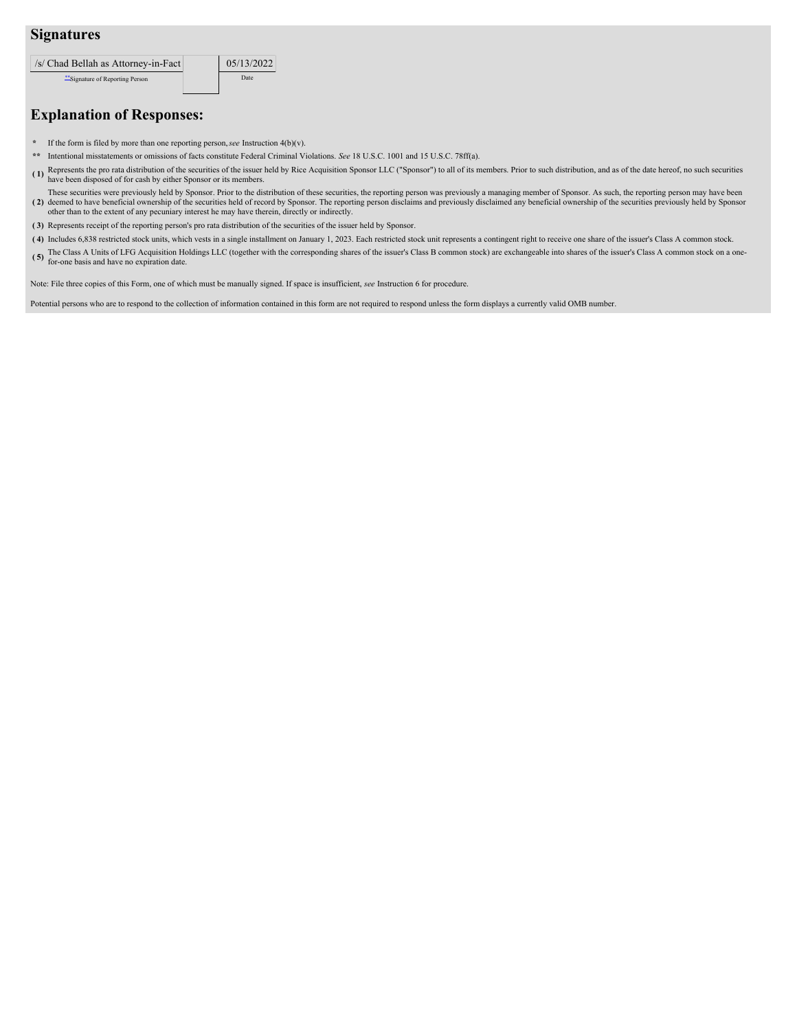## Signatures

| /s/ Chad Bellah as Attorney-in-Fact | | 05/13/2022 |
|---|---|---|
| **Signature of Reporting Person | | Date |

## Explanation of Responses:

\* If the form is filed by more than one reporting person, *see* Instruction 4(b)(v).

\*\* Intentional misstatements or omissions of facts constitute Federal Criminal Violations. *See* 18 U.S.C. 1001 and 15 U.S.C. 78ff(a).

( 1) Represents the pro rata distribution of the securities of the issuer held by Rice Acquisition Sponsor LLC ("Sponsor") to all of its members. Prior to such distribution, and as of the date hereof, no such securities have been disposed of for cash by either Sponsor or its members.

( 2) These securities were previously held by Sponsor. Prior to the distribution of these securities, the reporting person was previously a managing member of Sponsor. As such, the reporting person may have been deemed to have beneficial ownership of the securities held of record by Sponsor. The reporting person disclaims and previously disclaimed any beneficial ownership of the securities previously held by Sponsor other than to the extent of any pecuniary interest he may have therein, directly or indirectly.

( 3) Represents receipt of the reporting person's pro rata distribution of the securities of the issuer held by Sponsor.

( 4) Includes 6,838 restricted stock units, which vests in a single installment on January 1, 2023. Each restricted stock unit represents a contingent right to receive one share of the issuer's Class A common stock.

( 5) The Class A Units of LFG Acquisition Holdings LLC (together with the corresponding shares of the issuer's Class B common stock) are exchangeable into shares of the issuer's Class A common stock on a one-for-one basis and have no expiration date.

Note: File three copies of this Form, one of which must be manually signed. If space is insufficient, *see* Instruction 6 for procedure.

Potential persons who are to respond to the collection of information contained in this form are not required to respond unless the form displays a currently valid OMB number.